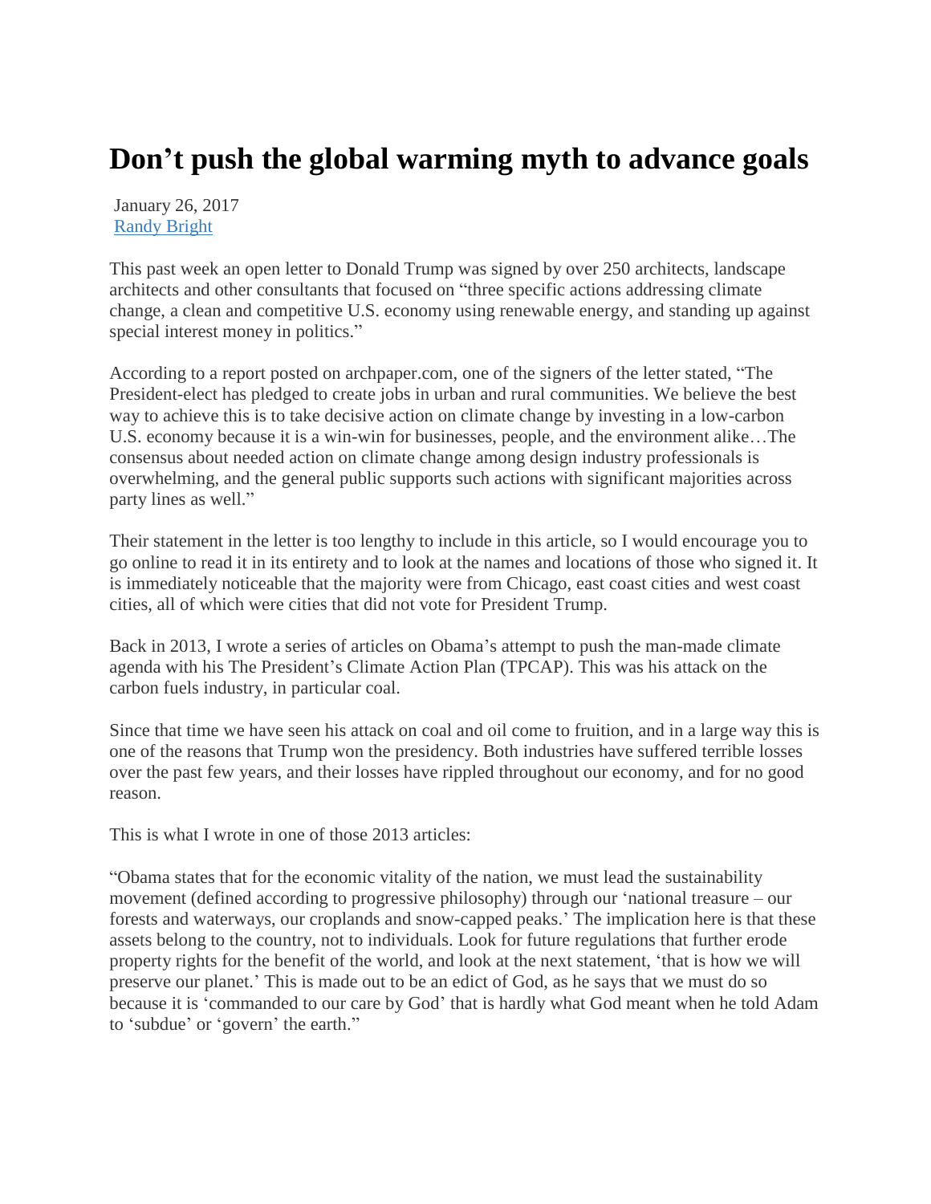# Don't push the global warming myth to advance goals

January 26, 2017
[Randy Bright]

This past week an open letter to Donald Trump was signed by over 250 architects, landscape architects and other consultants that focused on "three specific actions addressing climate change, a clean and competitive U.S. economy using renewable energy, and standing up against special interest money in politics."

According to a report posted on archpaper.com, one of the signers of the letter stated, "The President-elect has pledged to create jobs in urban and rural communities. We believe the best way to achieve this is to take decisive action on climate change by investing in a low-carbon U.S. economy because it is a win-win for businesses, people, and the environment alike…The consensus about needed action on climate change among design industry professionals is overwhelming, and the general public supports such actions with significant majorities across party lines as well."

Their statement in the letter is too lengthy to include in this article, so I would encourage you to go online to read it in its entirety and to look at the names and locations of those who signed it. It is immediately noticeable that the majority were from Chicago, east coast cities and west coast cities, all of which were cities that did not vote for President Trump.

Back in 2013, I wrote a series of articles on Obama's attempt to push the man-made climate agenda with his The President's Climate Action Plan (TPCAP). This was his attack on the carbon fuels industry, in particular coal.

Since that time we have seen his attack on coal and oil come to fruition, and in a large way this is one of the reasons that Trump won the presidency. Both industries have suffered terrible losses over the past few years, and their losses have rippled throughout our economy, and for no good reason.

This is what I wrote in one of those 2013 articles:

"Obama states that for the economic vitality of the nation, we must lead the sustainability movement (defined according to progressive philosophy) through our 'national treasure – our forests and waterways, our croplands and snow-capped peaks.' The implication here is that these assets belong to the country, not to individuals. Look for future regulations that further erode property rights for the benefit of the world, and look at the next statement, 'that is how we will preserve our planet.' This is made out to be an edict of God, as he says that we must do so because it is 'commanded to our care by God' that is hardly what God meant when he told Adam to 'subdue' or 'govern' the earth."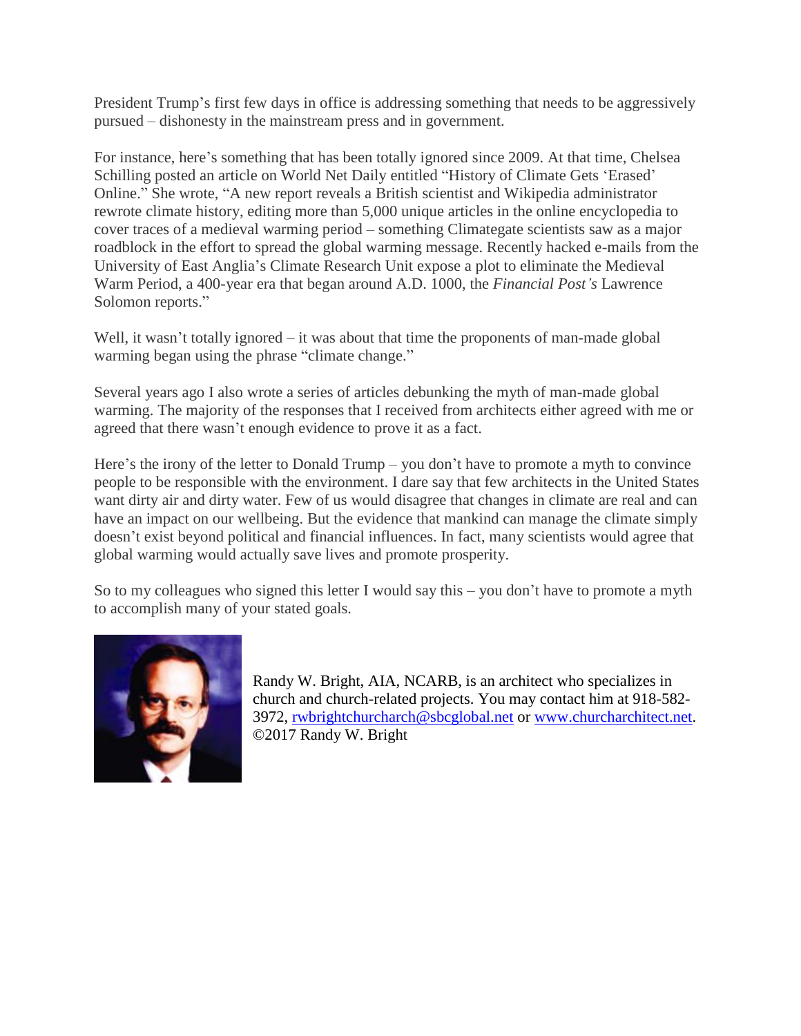President Trump's first few days in office is addressing something that needs to be aggressively pursued – dishonesty in the mainstream press and in government.

For instance, here's something that has been totally ignored since 2009. At that time, Chelsea Schilling posted an article on World Net Daily entitled "History of Climate Gets 'Erased' Online." She wrote, "A new report reveals a British scientist and Wikipedia administrator rewrote climate history, editing more than 5,000 unique articles in the online encyclopedia to cover traces of a medieval warming period – something Climategate scientists saw as a major roadblock in the effort to spread the global warming message. Recently hacked e-mails from the University of East Anglia's Climate Research Unit expose a plot to eliminate the Medieval Warm Period, a 400-year era that began around A.D. 1000, the *Financial Post's* Lawrence Solomon reports."

Well, it wasn't totally ignored – it was about that time the proponents of man-made global warming began using the phrase "climate change."

Several years ago I also wrote a series of articles debunking the myth of man-made global warming. The majority of the responses that I received from architects either agreed with me or agreed that there wasn't enough evidence to prove it as a fact.

Here's the irony of the letter to Donald Trump – you don't have to promote a myth to convince people to be responsible with the environment. I dare say that few architects in the United States want dirty air and dirty water. Few of us would disagree that changes in climate are real and can have an impact on our wellbeing. But the evidence that mankind can manage the climate simply doesn't exist beyond political and financial influences. In fact, many scientists would agree that global warming would actually save lives and promote prosperity.

So to my colleagues who signed this letter I would say this – you don't have to promote a myth to accomplish many of your stated goals.

Randy W. Bright, AIA, NCARB, is an architect who specializes in church and church-related projects. You may contact him at 918-582-3972, rwbrightchurcharch@sbcglobal.net or www.churcharchitect.net. ©2017 Randy W. Bright